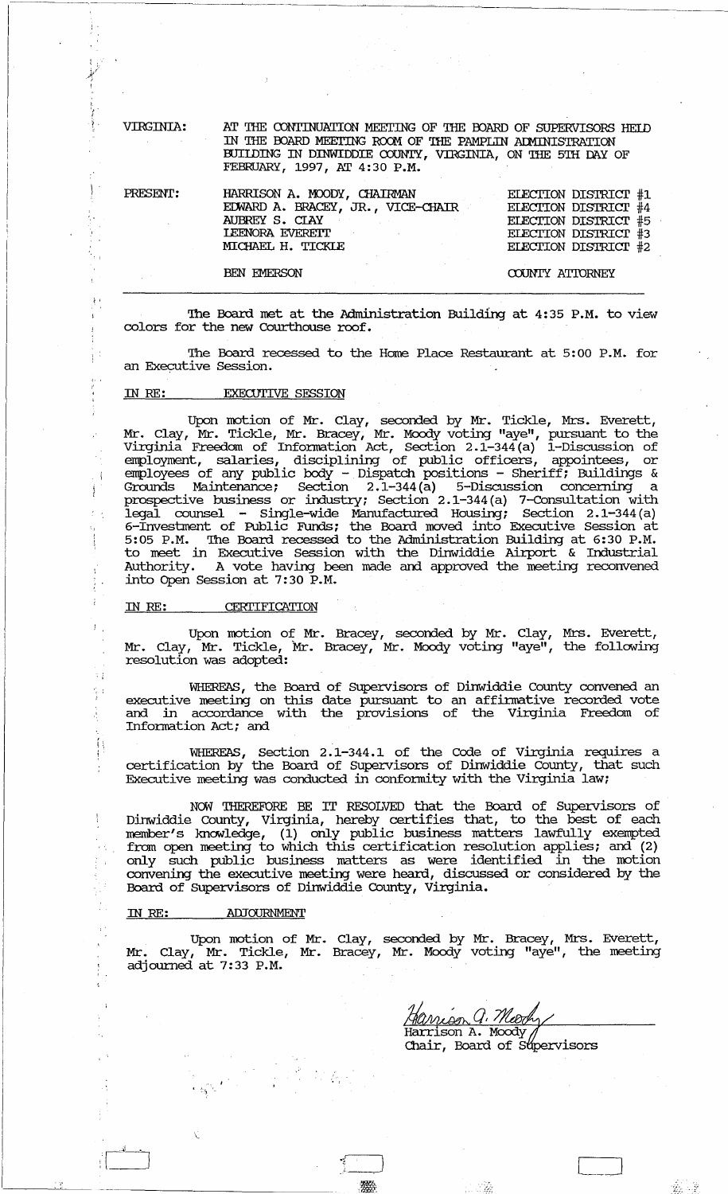VIRGINIA: AT THE CONTINUATION MEETING OF THE BOARD OF SUPERVISORS HELD IN THE BOARD MEETING ROOM OF THE PAMPLIN ADMINISTRATION BUILDING IN DINWIDDIE COUNTY, VIRGINIA, ON THE 5TH DAY OF FEBRUARY, 1997, AT 4:30 P.M.

| PRESENT: | | |
|---|---|---|
| | HARRISON A. MOODY, CHAIRMAN | ELECTION DISTRICT #1 |
| | EDWARD A. BRACEY, JR., VICE-CHAIR | ELECTION DISTRICT #4 |
| | AUBREY S. CLAY | ELECTION DISTRICT #5 |
| | LEENORA EVERETT | ELECTION DISTRICT #3 |
| | MICHAEL H. TICKLE | ELECTION DISTRICT #2 |
| | BEN EMERSON | COUNTY ATTORNEY |

---

The Board met at the Administration Building at 4:35 P.M. to view colors for the new Courthouse roof.

The Board recessed to the Home Place Restaurant at 5:00 P.M. for an Executive Session.

IN RE: EXECUTIVE SESSION

Upon motion of Mr. Clay, seconded by Mr. Tickle, Mrs. Everett, Mr. Clay, Mr. Tickle, Mr. Bracey, Mr. Moody voting "aye", pursuant to the Virginia Freedom of Information Act, Section 2.1-344(a) 1-Discussion of employment, salaries, disciplining of public officers, appointees, or employees of any public body - Dispatch positions - Sheriff; Buildings & Grounds Maintenance; Section 2.1-344(a) 5-Discussion concerning a prospective business or industry; Section 2.1-344(a) 7-Consultation with legal counsel - Single-wide Manufactured Housing; Section 2.1-344(a) 6-Investment of Public Funds; the Board moved into Executive Session at 5:05 P.M. The Board recessed to the Administration Building at 6:30 P.M. to meet in Executive Session with the Dinwiddie Airport & Industrial Authority. A vote having been made and approved the meeting reconvened into Open Session at 7:30 P.M.

IN RE: CERTIFICATION

Upon motion of Mr. Bracey, seconded by Mr. Clay, Mrs. Everett, Mr. Clay, Mr. Tickle, Mr. Bracey, Mr. Moody voting "aye", the following resolution was adopted:

WHEREAS, the Board of Supervisors of Dinwiddie County convened an executive meeting on this date pursuant to an affirmative recorded vote and in accordance with the provisions of the Virginia Freedom of Information Act; and

WHEREAS, Section 2.1-344.1 of the Code of Virginia requires a certification by the Board of Supervisors of Dinwiddie County, that such Executive meeting was conducted in conformity with the Virginia law;

NOW THEREFORE BE IT RESOLVED that the Board of Supervisors of Dinwiddie County, Virginia, hereby certifies that, to the best of each member's knowledge, (1) only public business matters lawfully exempted from open meeting to which this certification resolution applies; and (2) only such public business matters as were identified in the motion convening the executive meeting were heard, discussed or considered by the Board of Supervisors of Dinwiddie County, Virginia.

IN RE: ADJOURNMENT

Upon motion of Mr. Clay, seconded by Mr. Bracey, Mrs. Everett, Mr. Clay, Mr. Tickle, Mr. Bracey, Mr. Moody voting "aye", the meeting adjourned at 7:33 P.M.

Harrison A. Moody
Harrison A. Moody
Chair, Board of Supervisors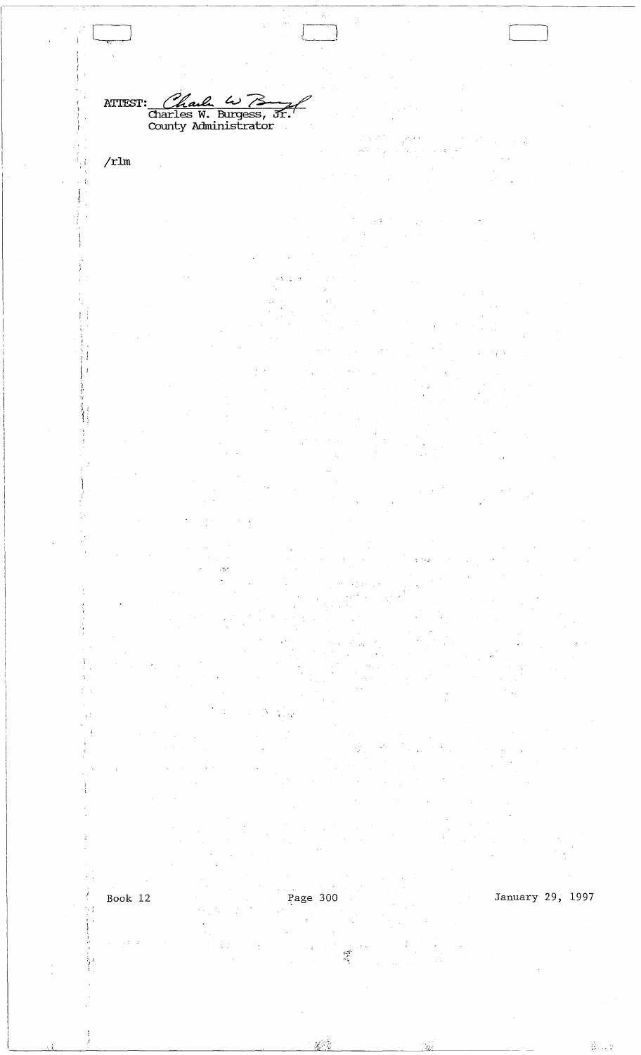ATTEST: Charles W. Burgess, Jr.
County Administrator

/rlm